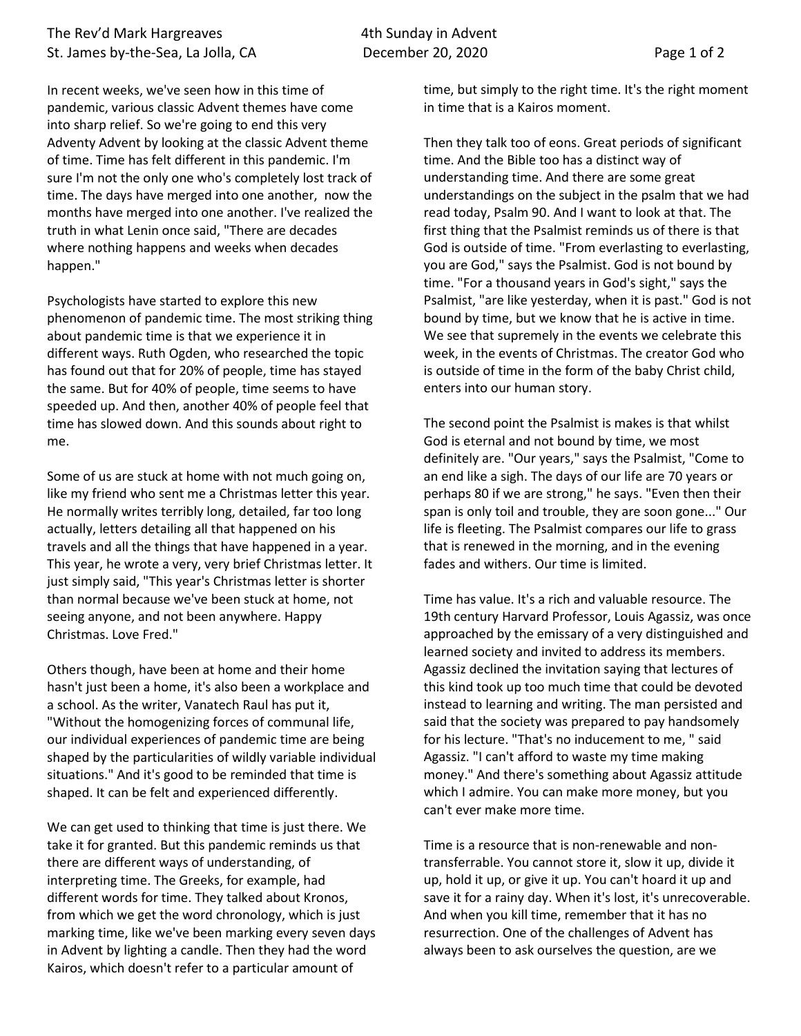In recent weeks, we've seen how in this time of pandemic, various classic Advent themes have come into sharp relief. So we're going to end this very Adventy Advent by looking at the classic Advent theme of time. Time has felt different in this pandemic. I'm sure I'm not the only one who's completely lost track of time. The days have merged into one another,  now the months have merged into one another. I've realized the truth in what Lenin once said, "There are decades where nothing happens and weeks when decades happen."

Psychologists have started to explore this new phenomenon of pandemic time. The most striking thing about pandemic time is that we experience it in different ways. Ruth Ogden, who researched the topic has found out that for 20% of people, time has stayed the same. But for 40% of people, time seems to have speeded up. And then, another 40% of people feel that time has slowed down. And this sounds about right to me.

Some of us are stuck at home with not much going on, like my friend who sent me a Christmas letter this year. He normally writes terribly long, detailed, far too long actually, letters detailing all that happened on his travels and all the things that have happened in a year. This year, he wrote a very, very brief Christmas letter. It just simply said, "This year's Christmas letter is shorter than normal because we've been stuck at home, not seeing anyone, and not been anywhere. Happy Christmas. Love Fred."

Others though, have been at home and their home hasn't just been a home, it's also been a workplace and a school. As the writer, Vanatech Raul has put it, "Without the homogenizing forces of communal life, our individual experiences of pandemic time are being shaped by the particularities of wildly variable individual situations." And it's good to be reminded that time is shaped. It can be felt and experienced differently.

We can get used to thinking that time is just there. We take it for granted. But this pandemic reminds us that there are different ways of understanding, of interpreting time. The Greeks, for example, had different words for time. They talked about Kronos, from which we get the word chronology, which is just marking time, like we've been marking every seven days in Advent by lighting a candle. Then they had the word Kairos, which doesn't refer to a particular amount of time, but simply to the right time. It's the right moment in time that is a Kairos moment.

Then they talk too of eons. Great periods of significant time. And the Bible too has a distinct way of understanding time. And there are some great understandings on the subject in the psalm that we had read today, Psalm 90. And I want to look at that. The first thing that the Psalmist reminds us of there is that God is outside of time. "From everlasting to everlasting, you are God," says the Psalmist. God is not bound by time. "For a thousand years in God's sight," says the Psalmist, "are like yesterday, when it is past." God is not bound by time, but we know that he is active in time. We see that supremely in the events we celebrate this week, in the events of Christmas. The creator God who is outside of time in the form of the baby Christ child, enters into our human story.

The second point the Psalmist is makes is that whilst God is eternal and not bound by time, we most definitely are. "Our years," says the Psalmist, "Come to an end like a sigh. The days of our life are 70 years or perhaps 80 if we are strong," he says. "Even then their span is only toil and trouble, they are soon gone..." Our life is fleeting. The Psalmist compares our life to grass that is renewed in the morning, and in the evening fades and withers. Our time is limited.

Time has value. It's a rich and valuable resource. The 19th century Harvard Professor, Louis Agassiz, was once approached by the emissary of a very distinguished and learned society and invited to address its members. Agassiz declined the invitation saying that lectures of this kind took up too much time that could be devoted instead to learning and writing. The man persisted and said that the society was prepared to pay handsomely for his lecture. "That's no inducement to me, " said Agassiz. "I can't afford to waste my time making money." And there's something about Agassiz attitude which I admire. You can make more money, but you can't ever make more time.

Time is a resource that is non-renewable and non-transferrable. You cannot store it, slow it up, divide it up, hold it up, or give it up. You can't hoard it up and save it for a rainy day. When it's lost, it's unrecoverable. And when you kill time, remember that it has no resurrection. One of the challenges of Advent has always been to ask ourselves the question, are we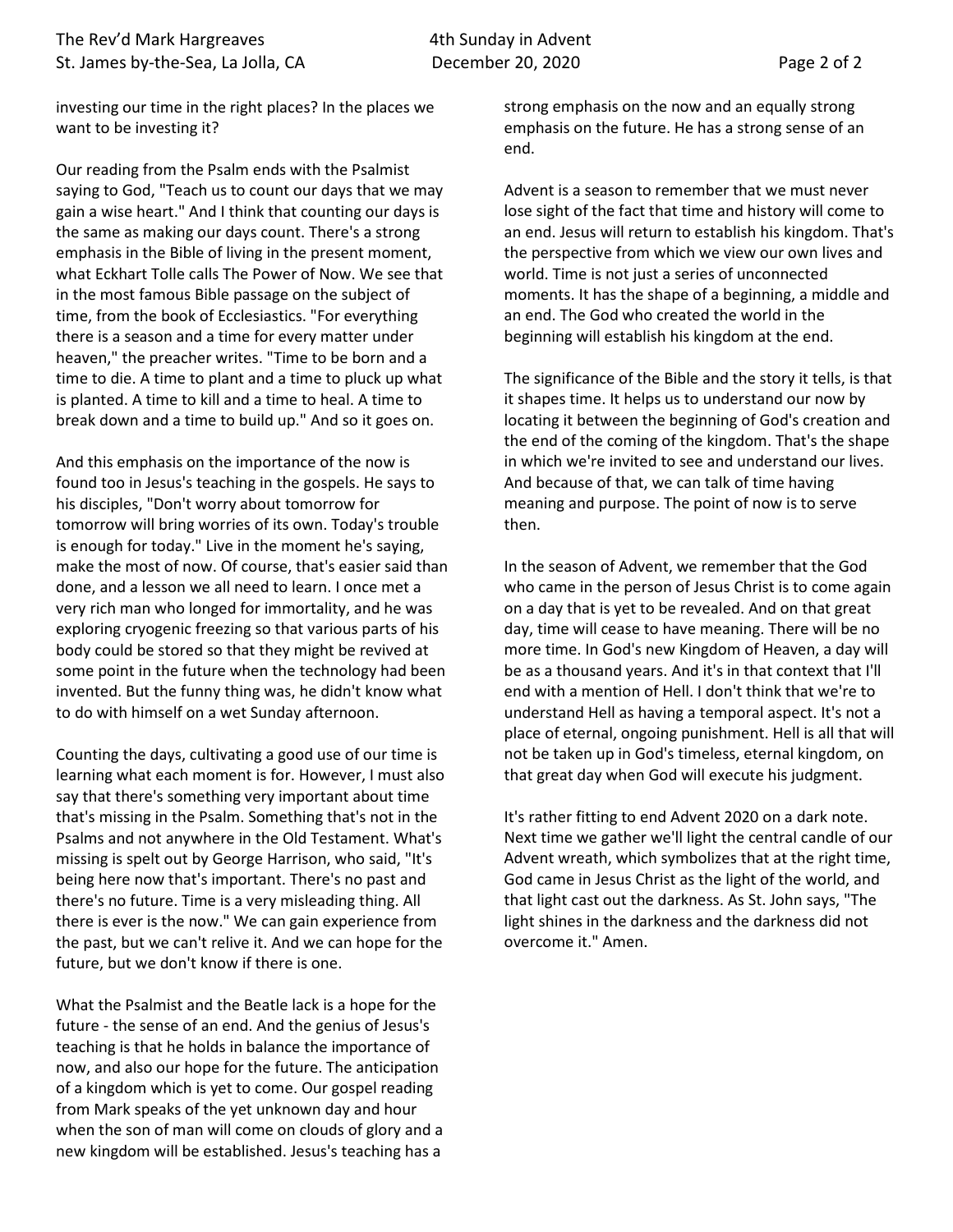investing our time in the right places? In the places we want to be investing it?

Our reading from the Psalm ends with the Psalmist saying to God, "Teach us to count our days that we may gain a wise heart." And I think that counting our days is the same as making our days count. There's a strong emphasis in the Bible of living in the present moment, what Eckhart Tolle calls The Power of Now. We see that in the most famous Bible passage on the subject of time, from the book of Ecclesiastics. "For everything there is a season and a time for every matter under heaven," the preacher writes. "Time to be born and a time to die. A time to plant and a time to pluck up what is planted. A time to kill and a time to heal. A time to break down and a time to build up." And so it goes on.

And this emphasis on the importance of the now is found too in Jesus's teaching in the gospels. He says to his disciples, "Don't worry about tomorrow for tomorrow will bring worries of its own. Today's trouble is enough for today." Live in the moment he's saying, make the most of now. Of course, that's easier said than done, and a lesson we all need to learn. I once met a very rich man who longed for immortality, and he was exploring cryogenic freezing so that various parts of his body could be stored so that they might be revived at some point in the future when the technology had been invented. But the funny thing was, he didn't know what to do with himself on a wet Sunday afternoon.

Counting the days, cultivating a good use of our time is learning what each moment is for. However, I must also say that there's something very important about time that's missing in the Psalm. Something that's not in the Psalms and not anywhere in the Old Testament. What's missing is spelt out by George Harrison, who said, "It's being here now that's important. There's no past and there's no future. Time is a very misleading thing. All there is ever is the now." We can gain experience from the past, but we can't relive it. And we can hope for the future, but we don't know if there is one.

What the Psalmist and the Beatle lack is a hope for the future - the sense of an end. And the genius of Jesus's teaching is that he holds in balance the importance of now, and also our hope for the future. The anticipation of a kingdom which is yet to come. Our gospel reading from Mark speaks of the yet unknown day and hour when the son of man will come on clouds of glory and a new kingdom will be established. Jesus's teaching has a strong emphasis on the now and an equally strong emphasis on the future. He has a strong sense of an end.

Advent is a season to remember that we must never lose sight of the fact that time and history will come to an end. Jesus will return to establish his kingdom. That's the perspective from which we view our own lives and world. Time is not just a series of unconnected moments. It has the shape of a beginning, a middle and an end. The God who created the world in the beginning will establish his kingdom at the end.

The significance of the Bible and the story it tells, is that it shapes time. It helps us to understand our now by locating it between the beginning of God's creation and the end of the coming of the kingdom. That's the shape in which we're invited to see and understand our lives. And because of that, we can talk of time having meaning and purpose. The point of now is to serve then.

In the season of Advent, we remember that the God who came in the person of Jesus Christ is to come again on a day that is yet to be revealed. And on that great day, time will cease to have meaning. There will be no more time. In God's new Kingdom of Heaven, a day will be as a thousand years. And it's in that context that I'll end with a mention of Hell. I don't think that we're to understand Hell as having a temporal aspect. It's not a place of eternal, ongoing punishment. Hell is all that will not be taken up in God's timeless, eternal kingdom, on that great day when God will execute his judgment.

It's rather fitting to end Advent 2020 on a dark note. Next time we gather we'll light the central candle of our Advent wreath, which symbolizes that at the right time, God came in Jesus Christ as the light of the world, and that light cast out the darkness. As St. John says, "The light shines in the darkness and the darkness did not overcome it." Amen.